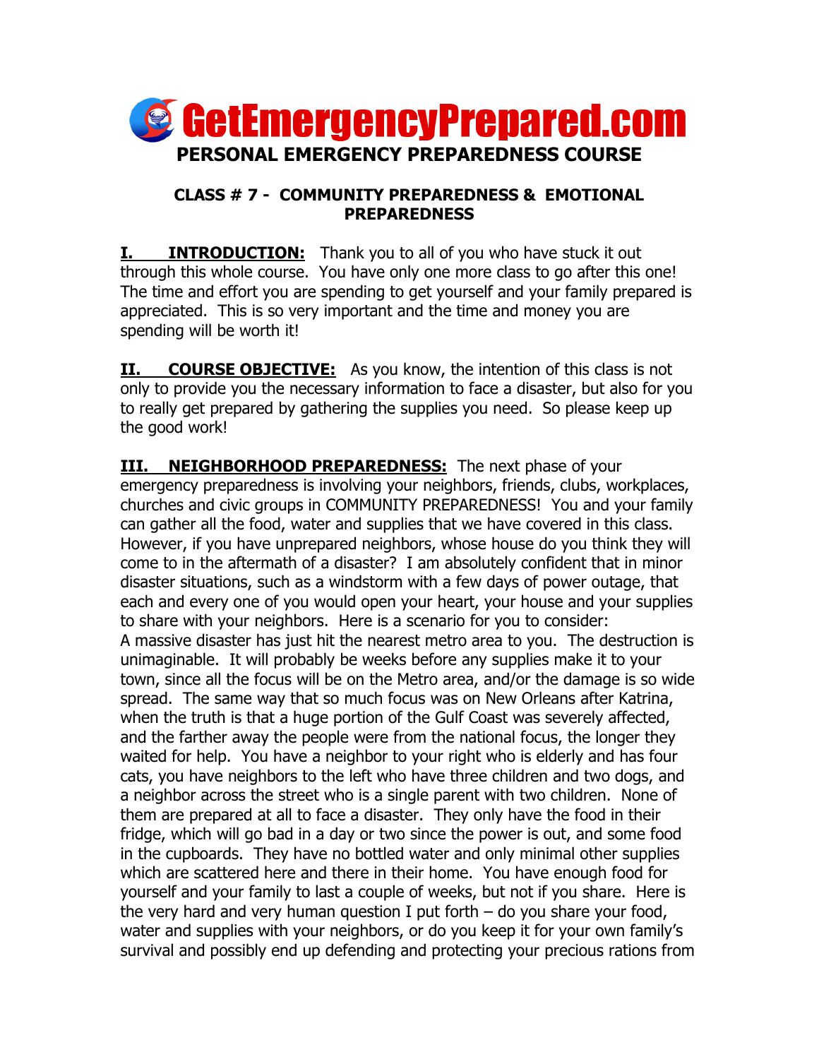# GetEmergencyPrepared.com

## PERSONAL EMERGENCY PREPAREDNESS COURSE

### CLASS # 7 - COMMUNITY PREPAREDNESS & EMOTIONAL PREPAREDNESS

**I. INTRODUCTION:** Thank you to all of you who have stuck it out through this whole course. You have only one more class to go after this one! The time and effort you are spending to get yourself and your family prepared is appreciated. This is so very important and the time and money you are spending will be worth it!

**II. COURSE OBJECTIVE:** As you know, the intention of this class is not only to provide you the necessary information to face a disaster, but also for you to really get prepared by gathering the supplies you need. So please keep up the good work!

**III. NEIGHBORHOOD PREPAREDNESS:** The next phase of your emergency preparedness is involving your neighbors, friends, clubs, workplaces, churches and civic groups in COMMUNITY PREPAREDNESS! You and your family can gather all the food, water and supplies that we have covered in this class. However, if you have unprepared neighbors, whose house do you think they will come to in the aftermath of a disaster? I am absolutely confident that in minor disaster situations, such as a windstorm with a few days of power outage, that each and every one of you would open your heart, your house and your supplies to share with your neighbors. Here is a scenario for you to consider:
A massive disaster has just hit the nearest metro area to you. The destruction is unimaginable. It will probably be weeks before any supplies make it to your town, since all the focus will be on the Metro area, and/or the damage is so wide spread. The same way that so much focus was on New Orleans after Katrina, when the truth is that a huge portion of the Gulf Coast was severely affected, and the farther away the people were from the national focus, the longer they waited for help. You have a neighbor to your right who is elderly and has four cats, you have neighbors to the left who have three children and two dogs, and a neighbor across the street who is a single parent with two children. None of them are prepared at all to face a disaster. They only have the food in their fridge, which will go bad in a day or two since the power is out, and some food in the cupboards. They have no bottled water and only minimal other supplies which are scattered here and there in their home. You have enough food for yourself and your family to last a couple of weeks, but not if you share. Here is the very hard and very human question I put forth – do you share your food, water and supplies with your neighbors, or do you keep it for your own family's survival and possibly end up defending and protecting your precious rations from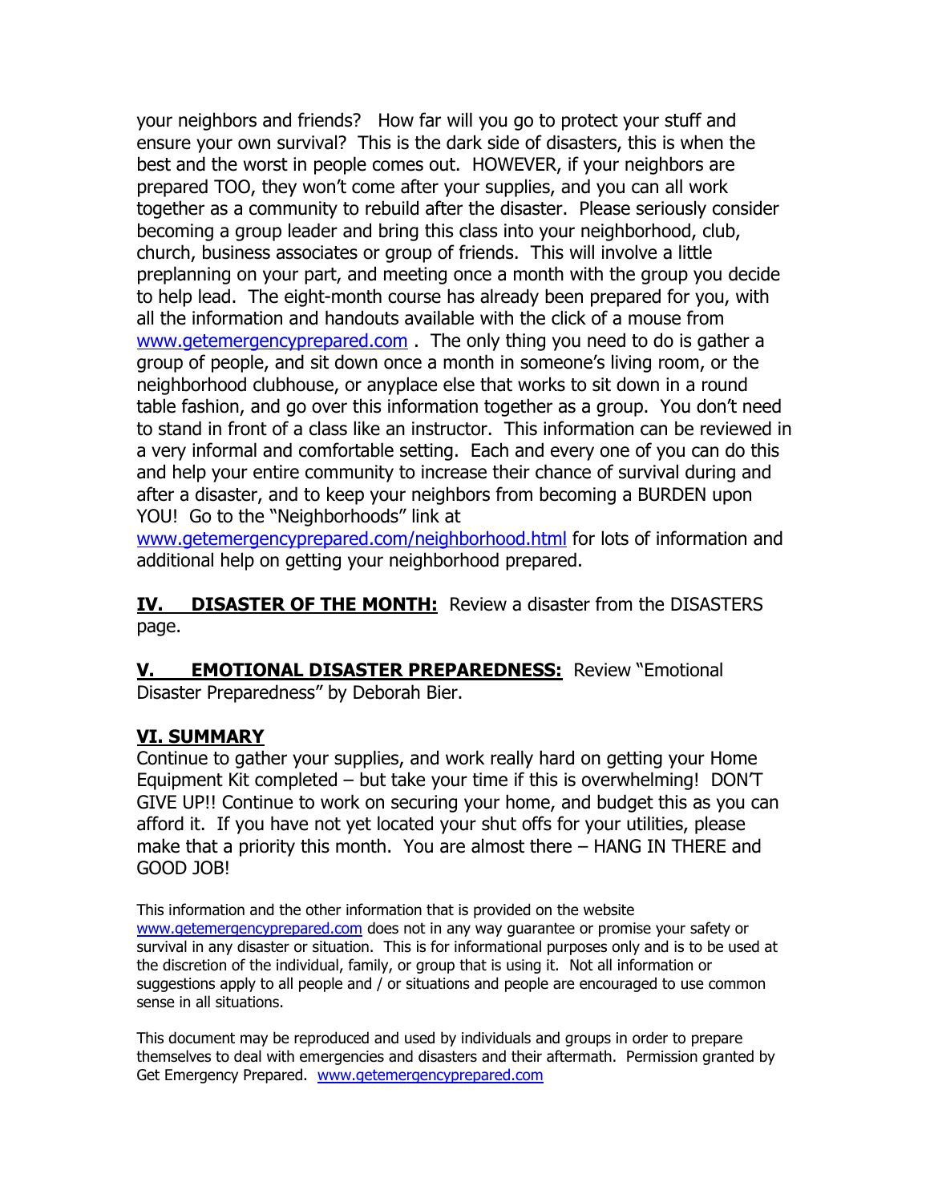your neighbors and friends? How far will you go to protect your stuff and ensure your own survival? This is the dark side of disasters, this is when the best and the worst in people comes out. HOWEVER, if your neighbors are prepared TOO, they won't come after your supplies, and you can all work together as a community to rebuild after the disaster. Please seriously consider becoming a group leader and bring this class into your neighborhood, club, church, business associates or group of friends. This will involve a little preplanning on your part, and meeting once a month with the group you decide to help lead. The eight-month course has already been prepared for you, with all the information and handouts available with the click of a mouse from www.getemergencyprepared.com . The only thing you need to do is gather a group of people, and sit down once a month in someone's living room, or the neighborhood clubhouse, or anyplace else that works to sit down in a round table fashion, and go over this information together as a group. You don't need to stand in front of a class like an instructor. This information can be reviewed in a very informal and comfortable setting. Each and every one of you can do this and help your entire community to increase their chance of survival during and after a disaster, and to keep your neighbors from becoming a BURDEN upon YOU! Go to the "Neighborhoods" link at www.getemergencyprepared.com/neighborhood.html for lots of information and additional help on getting your neighborhood prepared.

**IV. DISASTER OF THE MONTH:** Review a disaster from the DISASTERS page.

**V. EMOTIONAL DISASTER PREPAREDNESS:** Review "Emotional Disaster Preparedness" by Deborah Bier.

## VI. SUMMARY

Continue to gather your supplies, and work really hard on getting your Home Equipment Kit completed – but take your time if this is overwhelming! DON'T GIVE UP!! Continue to work on securing your home, and budget this as you can afford it. If you have not yet located your shut offs for your utilities, please make that a priority this month. You are almost there – HANG IN THERE and GOOD JOB!

This information and the other information that is provided on the website www.getemergencyprepared.com does not in any way guarantee or promise your safety or survival in any disaster or situation. This is for informational purposes only and is to be used at the discretion of the individual, family, or group that is using it. Not all information or suggestions apply to all people and / or situations and people are encouraged to use common sense in all situations.

This document may be reproduced and used by individuals and groups in order to prepare themselves to deal with emergencies and disasters and their aftermath. Permission granted by Get Emergency Prepared. www.getemergencyprepared.com